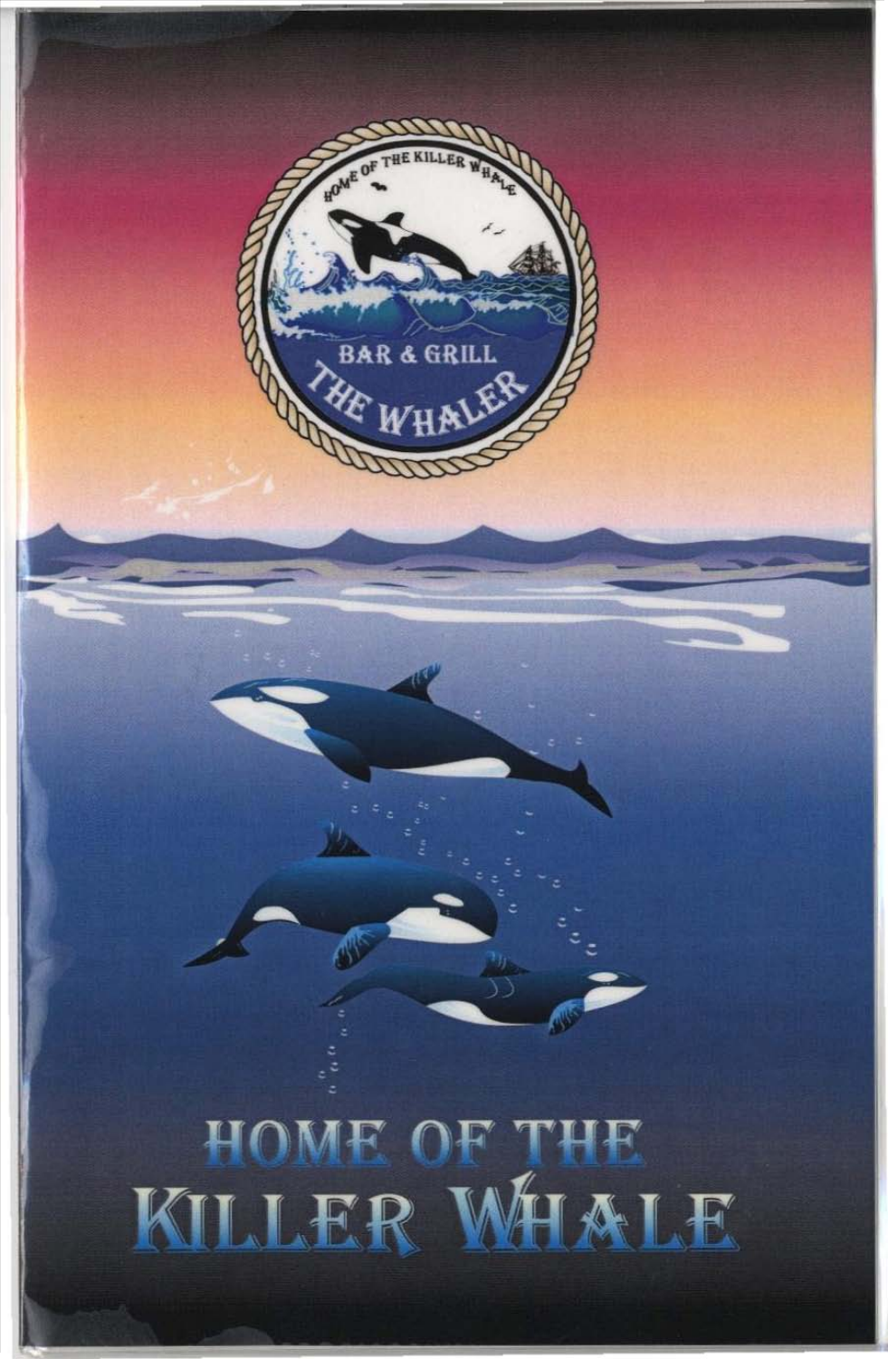HOME OF THE KILLER WHALE

BAR & GRILL

THE WHALER

# HOME OF THE KILLER WHALE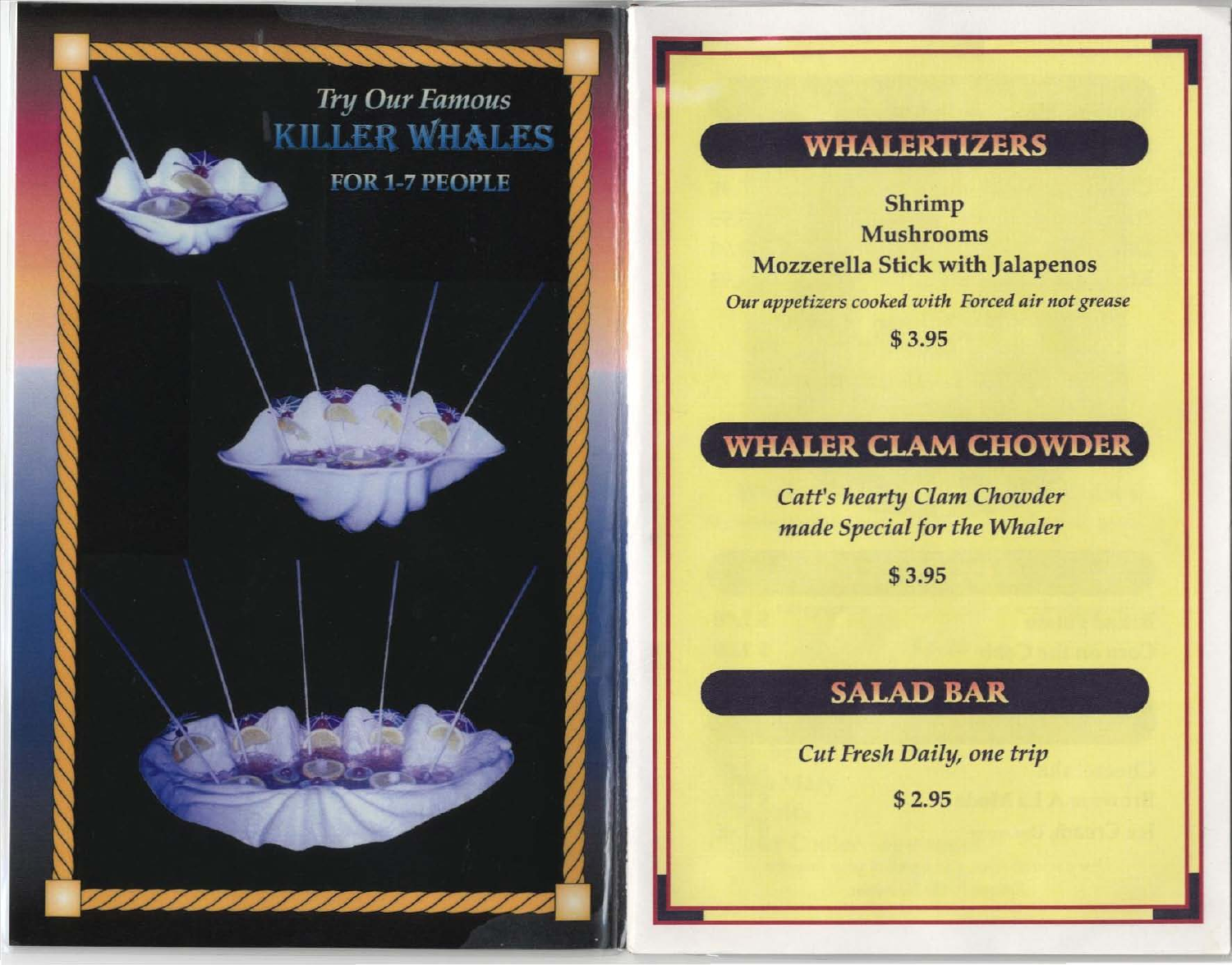*Try Our Famous*

# KILLER WHALES

**FOR 1-7 PEOPLE**

## WHALERTIZERS

**Shrimp**
**Mushrooms**
**Mozzerella Stick with Jalapenos**

*Our appetizers cooked with Forced air not grease*

**$ 3.95**

## WHALER CLAM CHOWDER

*Catt's hearty Clam Chowder made Special for the Whaler*

**$ 3.95**

## SALAD BAR

*Cut Fresh Daily, one trip*

**$ 2.95**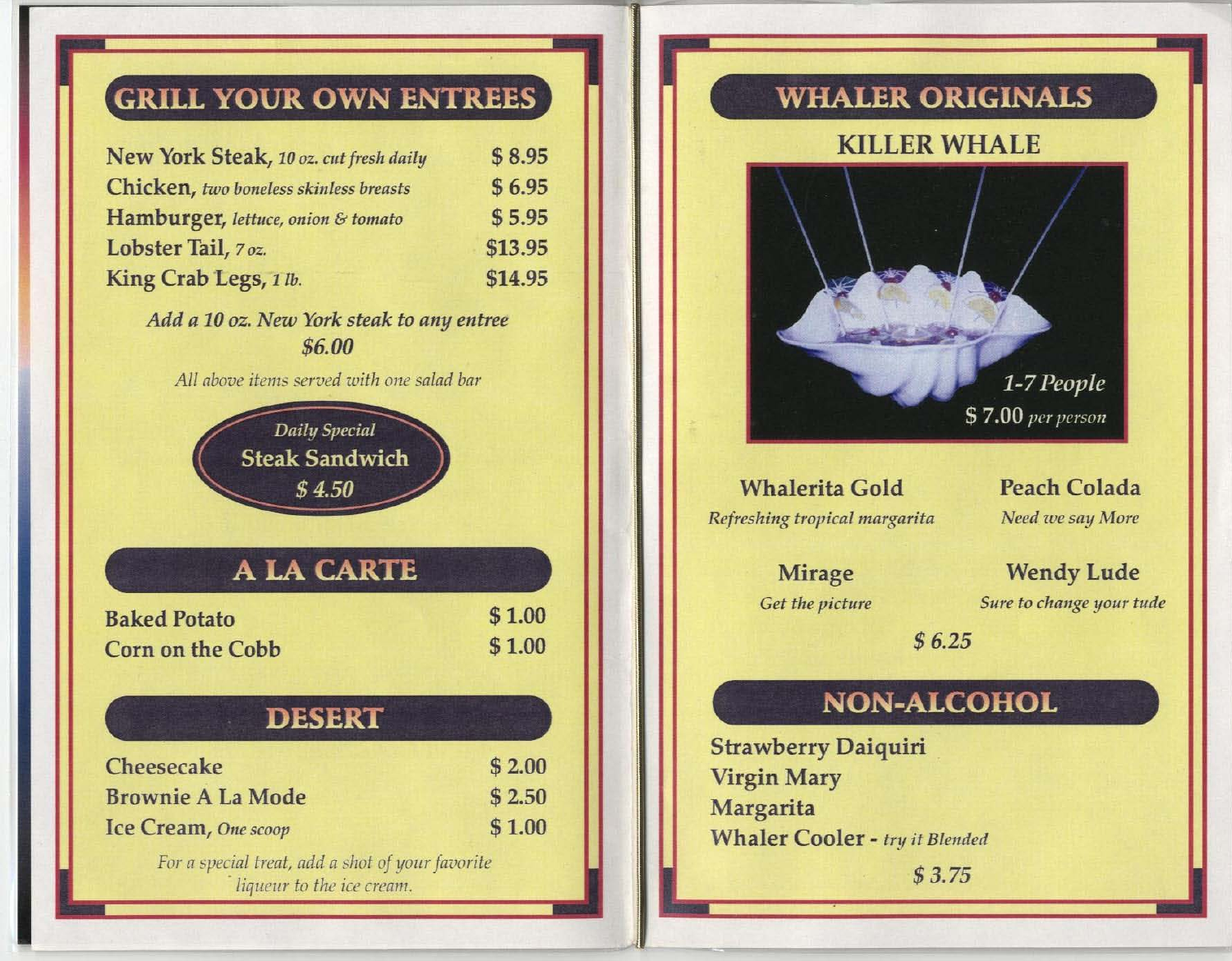## GRILL YOUR OWN ENTREES

| Item | Price |
|---|---|
| **New York Steak,** *10 oz. cut fresh daily* | $ 8.95 |
| **Chicken,** *two boneless skinless breasts* | $ 6.95 |
| **Hamburger,** *lettuce, onion & tomato* | $ 5.95 |
| **Lobster Tail,** *7 oz.* | $13.95 |
| **King Crab Legs,** *1 lb.* | $14.95 |

*Add a 10 oz. New York steak to any entree*
*$6.00*

*All above items served with one salad bar*

*Daily Special*
**Steak Sandwich**
*$ 4.50*

## A LA CARTE

| Item | Price |
|---|---|
| **Baked Potato** | $ 1.00 |
| **Corn on the Cobb** | $ 1.00 |

## DESERT

| Item | Price |
|---|---|
| **Cheesecake** | $ 2.00 |
| **Brownie A La Mode** | $ 2.50 |
| **Ice Cream,** *One scoop* | $ 1.00 |

*For a special treat, add a shot of your favorite liqueur to the ice cream.*

## WHALER ORIGINALS

### KILLER WHALE

*1-7 People*
$ 7.00 *per person*

**Whalerita Gold**
*Refreshing tropical margarita*

**Peach Colada**
*Need we say More*

**Mirage**
*Get the picture*

**Wendy Lude**
*Sure to change your tude*

*$ 6.25*

## NON-ALCOHOL

**Strawberry Daiquiri**
**Virgin Mary**
**Margarita**
**Whaler Cooler -** *try it Blended*

*$ 3.75*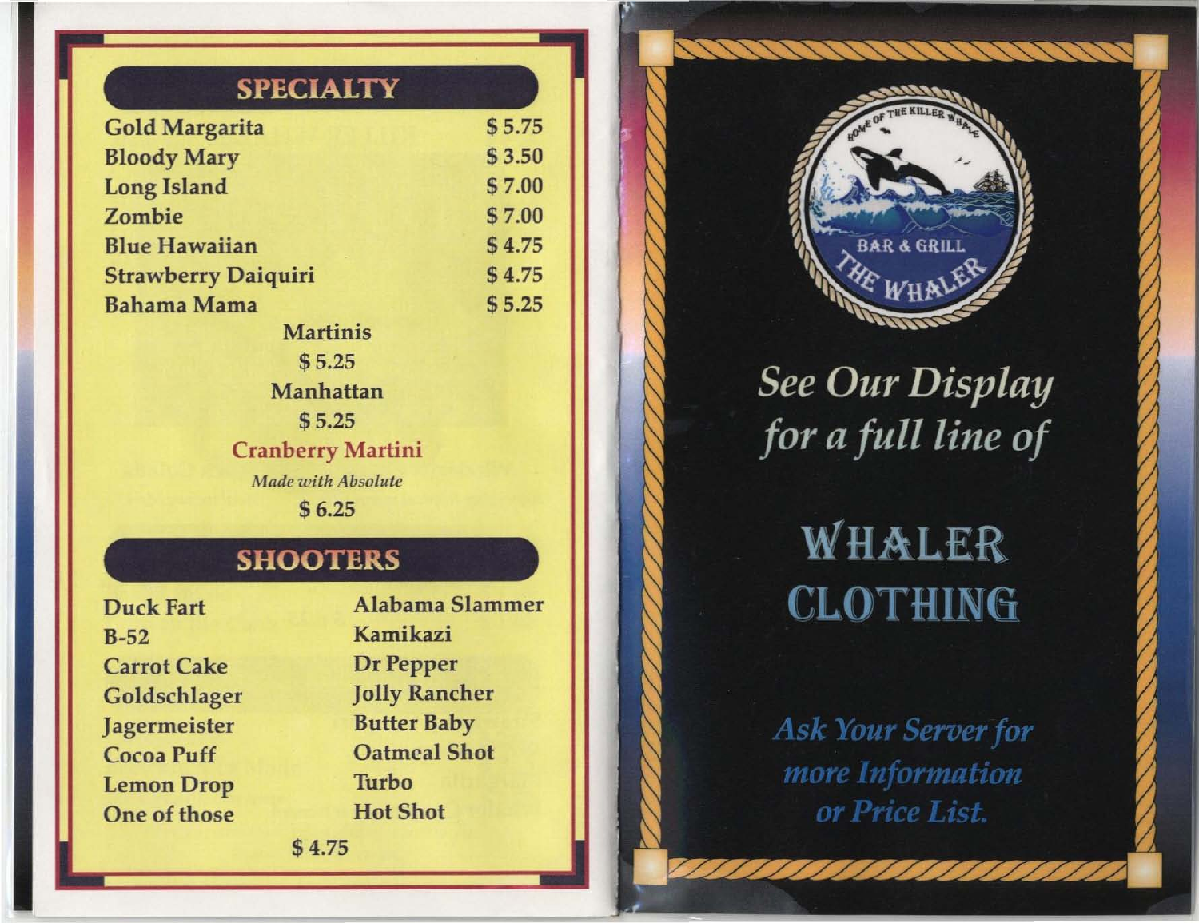## SPECIALTY

| | |
|---|---|
| Gold Margarita | $ 5.75 |
| Bloody Mary | $ 3.50 |
| Long Island | $ 7.00 |
| Zombie | $ 7.00 |
| Blue Hawaiian | $ 4.75 |
| Strawberry Daiquiri | $ 4.75 |
| Bahama Mama | $ 5.25 |

**Martinis**
$ 5.25

**Manhattan**
$ 5.25

**Cranberry Martini**
*Made with Absolute*
$ 6.25

## SHOOTERS

- Duck Fart
- B-52
- Carrot Cake
- Goldschlager
- Jagermeister
- Cocoa Puff
- Lemon Drop
- One of those
- Alabama Slammer
- Kamikazi
- Dr Pepper
- Jolly Rancher
- Butter Baby
- Oatmeal Shot
- Turbo
- Hot Shot

$ 4.75

---

HOME OF THE KILLER WHALE

BAR & GRILL

THE WHALER

*See Our Display for a full line of*

# WHALER CLOTHING

***Ask Your Server for more Information or Price List.***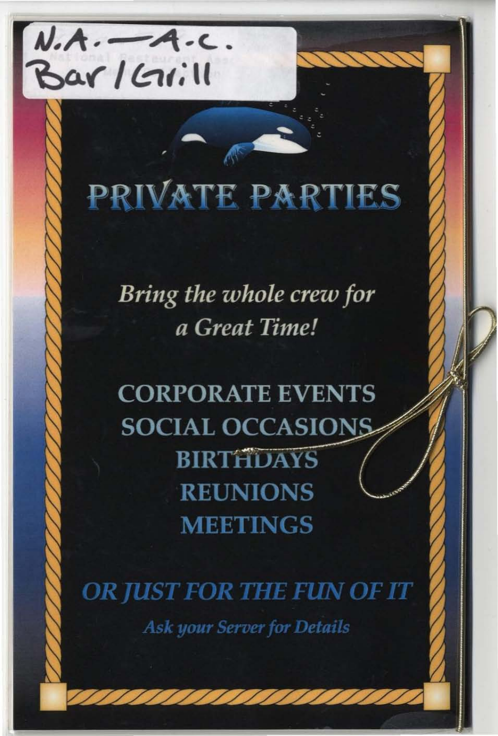N.A.—A.C.
Bar/Grill

# PRIVATE PARTIES

*Bring the whole crew for a Great Time!*

CORPORATE EVENTS
SOCIAL OCCASIONS
BIRTHDAYS
REUNIONS
MEETINGS

***OR JUST FOR THE FUN OF IT***

***Ask your Server for Details***